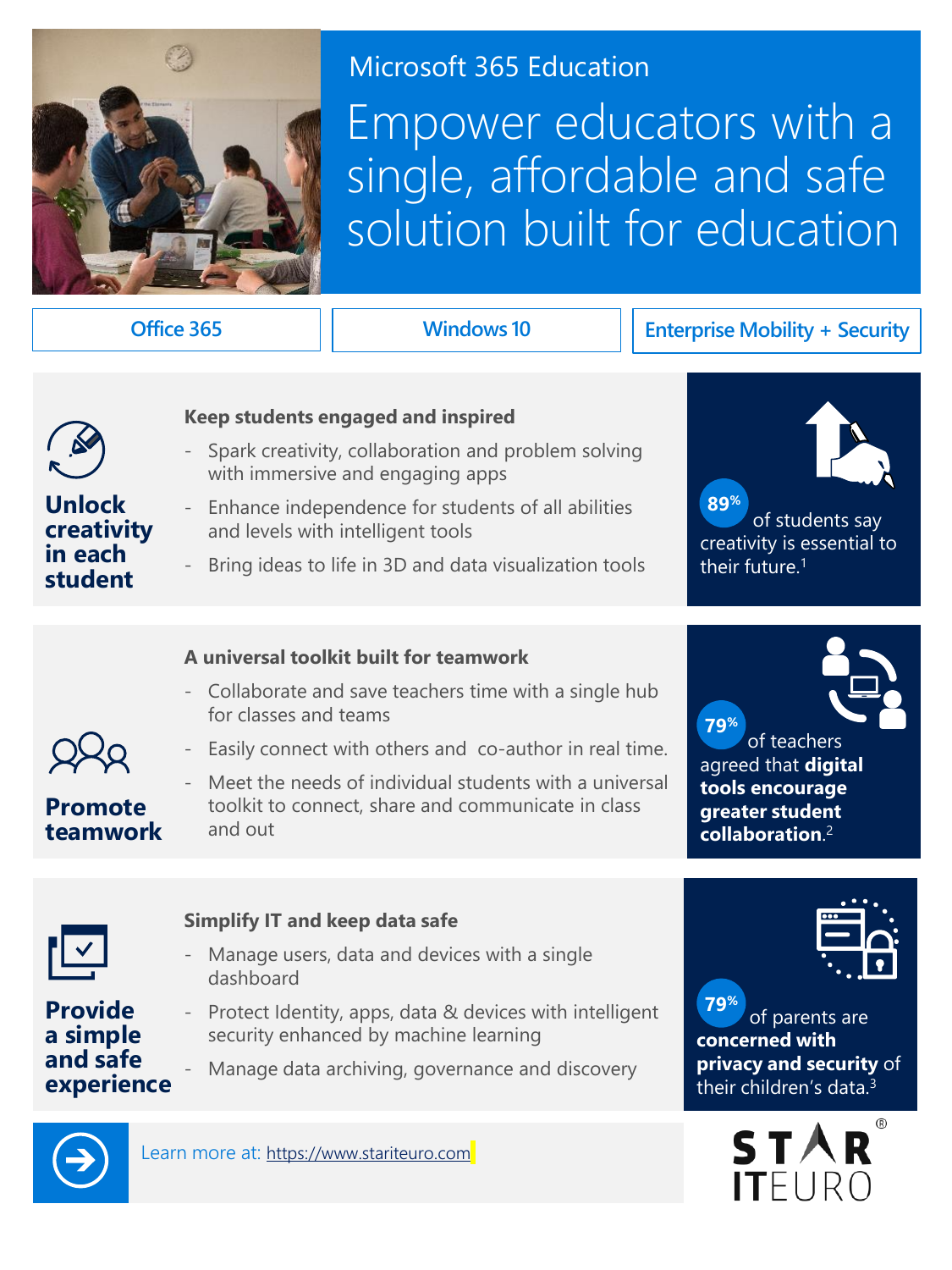Microsoft 365 Education

# Empower educators with a single, affordable and safe solution built for education

Office 365 | Windows 10 | Enterprise Mobility + Security

## Unlock creativity in each student

### Keep students engaged and inspired

- Spark creativity, collaboration and problem solving with immersive and engaging apps
- Enhance independence for students of all abilities and levels with intelligent tools
- Bring ideas to life in 3D and data visualization tools

89% of students say creativity is essential to their future.[1]

## Promote teamwork

### A universal toolkit built for teamwork

- Collaborate and save teachers time with a single hub for classes and teams
- Easily connect with others and co-author in real time.
- Meet the needs of individual students with a universal toolkit to connect, share and communicate in class and out

79% of teachers agreed that **digital tools encourage greater student collaboration**.[2]

## Provide a simple and safe experience

### Simplify IT and keep data safe

- Manage users, data and devices with a single dashboard
- Protect Identity, apps, data & devices with intelligent security enhanced by machine learning
- Manage data archiving, governance and discovery

79% of parents are **concerned with privacy and security** of their children's data.[3]

Learn more at: https://www.stariteuro.com

STAR ITEURO®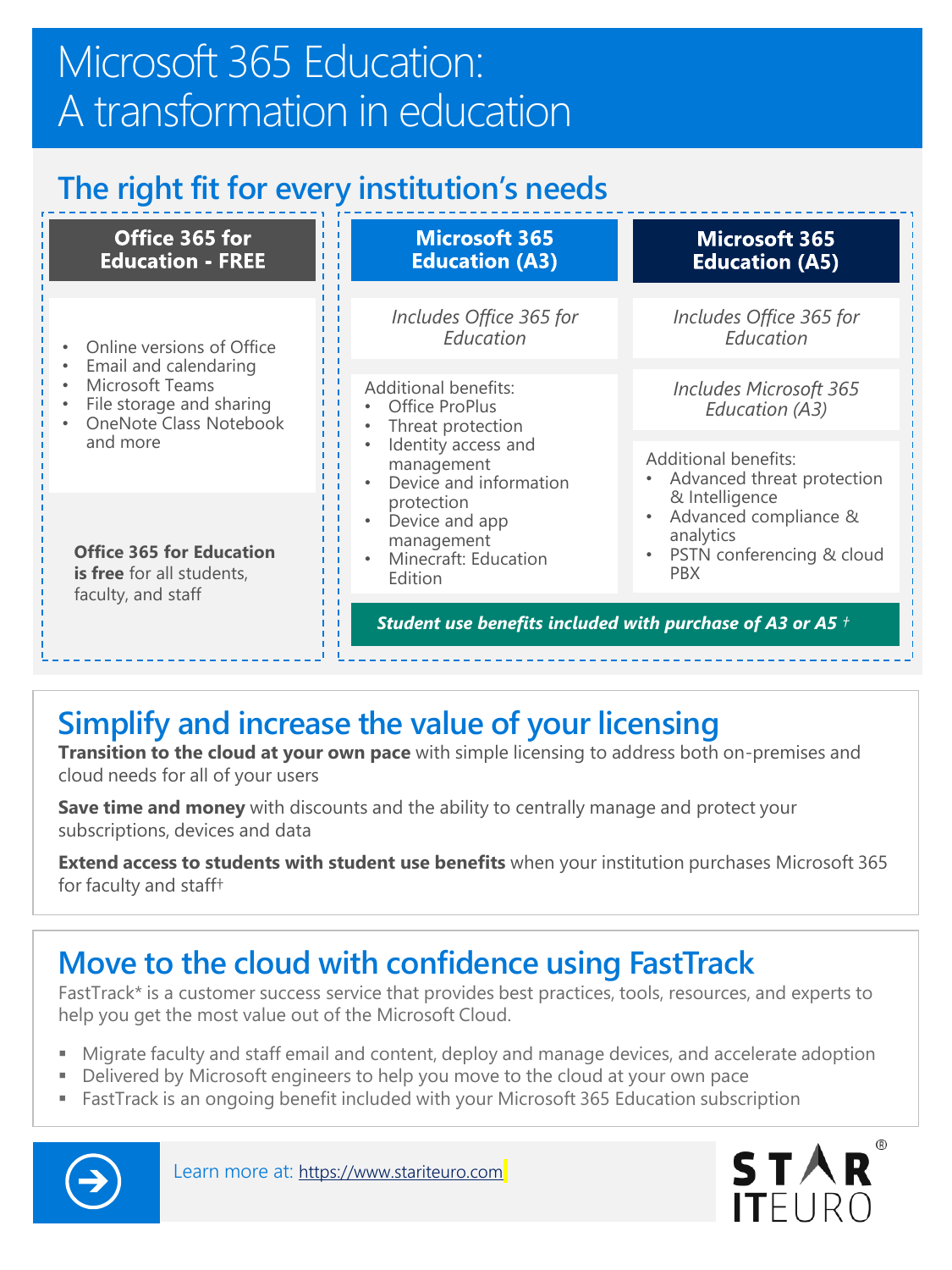# Microsoft 365 Education: A transformation in education

## The right fit for every institution's needs

| Office 365 for Education - FREE | Microsoft 365 Education (A3) | Microsoft 365 Education (A5) |
|---|---|---|
| • Online versions of Office<br>• Email and calendaring<br>• Microsoft Teams<br>• File storage and sharing<br>• OneNote Class Notebook and more | *Includes Office 365 for Education* | *Includes Office 365 for Education* |
| | | *Includes Microsoft 365 Education (A3)* |
| **Office 365 for Education is free** for all students, faculty, and staff | Additional benefits:<br>• Office ProPlus<br>• Threat protection<br>• Identity access and management<br>• Device and information protection<br>• Device and app management<br>• Minecraft: Education Edition | Additional benefits:<br>• Advanced threat protection & Intelligence<br>• Advanced compliance & analytics<br>• PSTN conferencing & cloud PBX |

***Student use benefits included with purchase of A3 or A5 †***

## Simplify and increase the value of your licensing

**Transition to the cloud at your own pace** with simple licensing to address both on-premises and cloud needs for all of your users

**Save time and money** with discounts and the ability to centrally manage and protect your subscriptions, devices and data

**Extend access to students with student use benefits** when your institution purchases Microsoft 365 for faculty and staff†

## Move to the cloud with confidence using FastTrack

FastTrack* is a customer success service that provides best practices, tools, resources, and experts to help you get the most value out of the Microsoft Cloud.

- Migrate faculty and staff email and content, deploy and manage devices, and accelerate adoption
- Delivered by Microsoft engineers to help you move to the cloud at your own pace
- FastTrack is an ongoing benefit included with your Microsoft 365 Education subscription

Learn more at: https://www.stariteuro.com

STAR ITEURO®